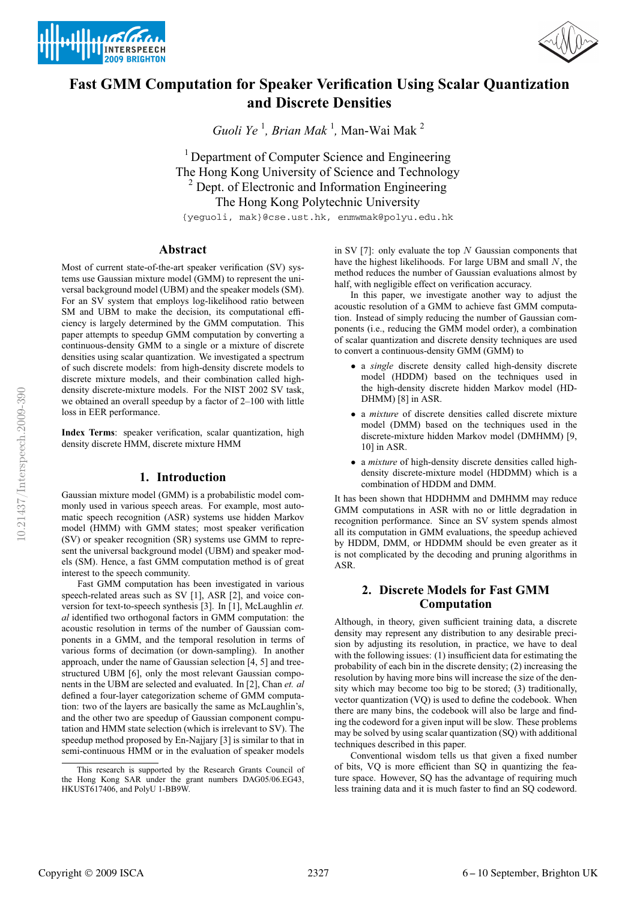# Fast GMM Computation for Speaker Verification Using Scalar Quantization and Discrete Densities

*Guoli Ye* [1], *Brian Mak* [1], Man-Wai Mak [2]

[1] Department of Computer Science and Engineering
The Hong Kong University of Science and Technology
[2] Dept. of Electronic and Information Engineering
The Hong Kong Polytechnic University

{yeguoli, mak}@cse.ust.hk, enmwmak@polyu.edu.hk

## Abstract

Most of current state-of-the-art speaker verification (SV) systems use Gaussian mixture model (GMM) to represent the universal background model (UBM) and the speaker models (SM). For an SV system that employs log-likelihood ratio between SM and UBM to make the decision, its computational efficiency is largely determined by the GMM computation. This paper attempts to speedup GMM computation by converting a continuous-density GMM to a single or a mixture of discrete densities using scalar quantization. We investigated a spectrum of such discrete models: from high-density discrete models to discrete mixture models, and their combination called high-density discrete-mixture models. For the NIST 2002 SV task, we obtained an overall speedup by a factor of 2–100 with little loss in EER performance.

**Index Terms**: speaker verification, scalar quantization, high density discrete HMM, discrete mixture HMM

## 1. Introduction

Gaussian mixture model (GMM) is a probabilistic model commonly used in various speech areas. For example, most automatic speech recognition (ASR) systems use hidden Markov model (HMM) with GMM states; most speaker verification (SV) or speaker recognition (SR) systems use GMM to represent the universal background model (UBM) and speaker models (SM). Hence, a fast GMM computation method is of great interest to the speech community.

Fast GMM computation has been investigated in various speech-related areas such as SV [1], ASR [2], and voice conversion for text-to-speech synthesis [3]. In [1], McLaughlin *et. al* identified two orthogonal factors in GMM computation: the acoustic resolution in terms of the number of Gaussian components in a GMM, and the temporal resolution in terms of various forms of decimation (or down-sampling). In another approach, under the name of Gaussian selection [4, 5] and tree-structured UBM [6], only the most relevant Gaussian components in the UBM are selected and evaluated. In [2], Chan *et. al* defined a four-layer categorization scheme of GMM computation: two of the layers are basically the same as McLaughlin's, and the other two are speedup of Gaussian component computation and HMM state selection (which is irrelevant to SV). The speedup method proposed by En-Najjary [3] is similar to that in semi-continuous HMM or in the evaluation of speaker models in SV [7]: only evaluate the top $N$ Gaussian components that have the highest likelihoods. For large UBM and small $N$, the method reduces the number of Gaussian evaluations almost by half, with negligible effect on verification accuracy.

In this paper, we investigate another way to adjust the acoustic resolution of a GMM to achieve fast GMM computation. Instead of simply reducing the number of Gaussian components (i.e., reducing the GMM model order), a combination of scalar quantization and discrete density techniques are used to convert a continuous-density GMM (GMM) to

- a *single* discrete density called high-density discrete model (HDDM) based on the techniques used in the high-density discrete hidden Markov model (HDDHMM) [8] in ASR.
- a *mixture* of discrete densities called discrete mixture model (DMM) based on the techniques used in the discrete-mixture hidden Markov model (DMHMM) [9, 10] in ASR.
- a *mixture* of high-density discrete densities called high-density discrete-mixture model (HDDMM) which is a combination of HDDM and DMM.

It has been shown that HDDHMM and DMHMM may reduce GMM computations in ASR with no or little degradation in recognition performance. Since an SV system spends almost all its computation in GMM evaluations, the speedup achieved by HDDM, DMM, or HDDMM should be even greater as it is not complicated by the decoding and pruning algorithms in ASR.

## 2. Discrete Models for Fast GMM Computation

Although, in theory, given sufficient training data, a discrete density may represent any distribution to any desirable precision by adjusting its resolution, in practice, we have to deal with the following issues: (1) insufficient data for estimating the probability of each bin in the discrete density; (2) increasing the resolution by having more bins will increase the size of the density which may become too big to be stored; (3) traditionally, vector quantization (VQ) is used to define the codebook. When there are many bins, the codebook will also be large and finding the codeword for a given input will be slow. These problems may be solved by using scalar quantization (SQ) with additional techniques described in this paper.

Conventional wisdom tells us that given a fixed number of bits, VQ is more efficient than SQ in quantizing the feature space. However, SQ has the advantage of requiring much less training data and it is much faster to find an SQ codeword.

This research is supported by the Research Grants Council of the Hong Kong SAR under the grant numbers DAG05/06.EG43, HKUST617406, and PolyU 1-BB9W.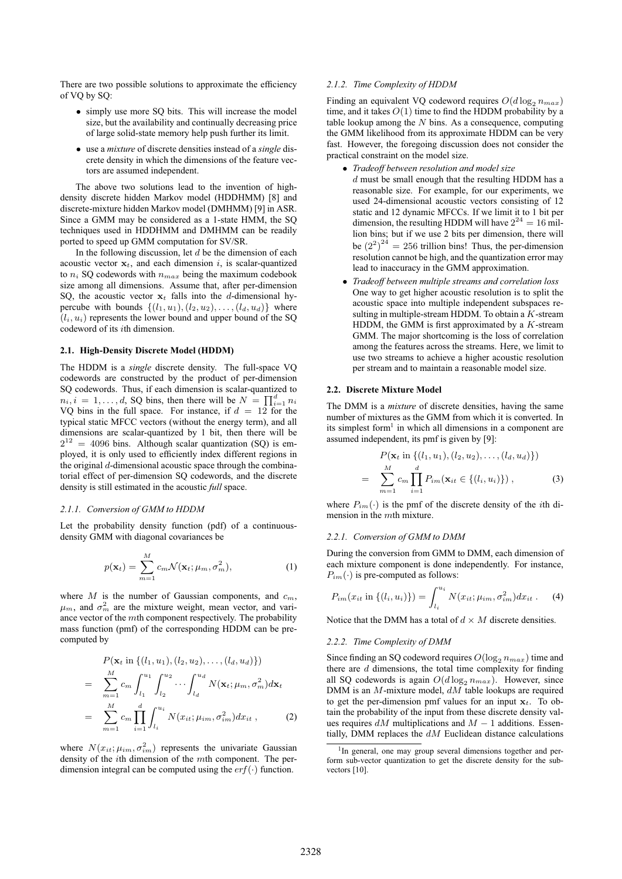There are two possible solutions to approximate the efficiency of VQ by SQ:

- simply use more SQ bits. This will increase the model size, but the availability and continually decreasing price of large solid-state memory help push further its limit.
- use a *mixture* of discrete densities instead of a *single* discrete density in which the dimensions of the feature vectors are assumed independent.

The above two solutions lead to the invention of high-density discrete hidden Markov model (HDDHMM) [8] and discrete-mixture hidden Markov model (DMHMM) [9] in ASR. Since a GMM may be considered as a 1-state HMM, the SQ techniques used in HDDHMM and DMHMM can be readily ported to speed up GMM computation for SV/SR.

In the following discussion, let $d$ be the dimension of each acoustic vector $\mathbf{x}_t$, and each dimension $i$, is scalar-quantized to $n_i$ SQ codewords with $n_{max}$ being the maximum codebook size among all dimensions. Assume that, after per-dimension SQ, the acoustic vector $\mathbf{x}_t$ falls into the $d$-dimensional hypercube with bounds $\{(l_1, u_1), (l_2, u_2), \ldots, (l_d, u_d)\}$ where $(l_i, u_i)$ represents the lower bound and upper bound of the SQ codeword of its $i$th dimension.

### 2.1. High-Density Discrete Model (HDDM)

The HDDM is a *single* discrete density. The full-space VQ codewords are constructed by the product of per-dimension SQ codewords. Thus, if each dimension is scalar-quantized to $n_i, i = 1, \ldots, d$, SQ bins, then there will be $N = \prod_{i=1}^{d} n_i$ VQ bins in the full space. For instance, if $d = 12$ for the typical static MFCC vectors (without the energy term), and all dimensions are scalar-quantized by 1 bit, then there will be $2^{12} = 4096$ bins. Although scalar quantization (SQ) is employed, it is only used to efficiently index different regions in the original $d$-dimensional acoustic space through the combinatorial effect of per-dimension SQ codewords, and the discrete density is still estimated in the acoustic *full* space.

#### *2.1.1. Conversion of GMM to HDDM*

Let the probability density function (pdf) of a continuous-density GMM with diagonal covariances be

$$p(\mathbf{x}_t) = \sum_{m=1}^{M} c_m \mathcal{N}(\mathbf{x}_t; \mu_m, \sigma_m^2), \tag{1}$$

where $M$ is the number of Gaussian components, and $c_m$, $\mu_m$, and $\sigma_m^2$ are the mixture weight, mean vector, and variance vector of the $m$th component respectively. The probability mass function (pmf) of the corresponding HDDM can be pre-computed by

$$\begin{aligned} & P(\mathbf{x}_t \text{ in } \{(l_1, u_1), (l_2, u_2), \ldots, (l_d, u_d)\}) \\ = & \sum_{m=1}^{M} c_m \int_{l_1}^{u_1} \int_{l_2}^{u_2} \cdots \int_{l_d}^{u_d} N(\mathbf{x}_t; \mu_m, \sigma_m^2) d\mathbf{x}_t \\ = & \sum_{m=1}^{M} c_m \prod_{i=1}^{d} \int_{l_i}^{u_i} N(x_{it}; \mu_{im}, \sigma_{im}^2) dx_{it} , \end{aligned} \tag{2}$$

where $N(x_{it}; \mu_{im}, \sigma_{im}^2)$ represents the univariate Gaussian density of the $i$th dimension of the $m$th component. The per-dimension integral can be computed using the $erf(\cdot)$ function.

#### *2.1.2. Time Complexity of HDDM*

Finding an equivalent VQ codeword requires $O(d \log_2 n_{max})$ time, and it takes $O(1)$ time to find the HDDM probability by a table lookup among the $N$ bins. As a consequence, computing the GMM likelihood from its approximate HDDM can be very fast. However, the foregoing discussion does not consider the practical constraint on the model size.

- *Tradeoff between resolution and model size*
  $d$ must be small enough that the resulting HDDM has a reasonable size. For example, for our experiments, we used 24-dimensional acoustic vectors consisting of 12 static and 12 dynamic MFCCs. If we limit it to 1 bit per dimension, the resulting HDDM will have $2^{24} = 16$ million bins; but if we use 2 bits per dimension, there will be $(2^2)^{24} = 256$ trillion bins! Thus, the per-dimension resolution cannot be high, and the quantization error may lead to inaccuracy in the GMM approximation.
- *Tradeoff between multiple streams and correlation loss*
  One way to get higher acoustic resolution is to split the acoustic space into multiple independent subspaces resulting in multiple-stream HDDM. To obtain a $K$-stream HDDM, the GMM is first approximated by a $K$-stream GMM. The major shortcoming is the loss of correlation among the features across the streams. Here, we limit to use two streams to achieve a higher acoustic resolution per stream and to maintain a reasonable model size.

### 2.2. Discrete Mixture Model

The DMM is a *mixture* of discrete densities, having the same number of mixtures as the GMM from which it is converted. In its simplest form[1] in which all dimensions in a component are assumed independent, its pmf is given by [9]:

$$\begin{aligned} & P(\mathbf{x}_t \text{ in } \{(l_1, u_1), (l_2, u_2), \ldots, (l_d, u_d)\}) \\ = & \sum_{m=1}^{M} c_m \prod_{i=1}^{d} P_{im}(\mathbf{x}_{it} \in \{(l_i, u_i)\}) , \end{aligned} \tag{3}$$

where $P_{im}(\cdot)$ is the pmf of the discrete density of the $i$th dimension in the $m$th mixture.

#### *2.2.1. Conversion of GMM to DMM*

During the conversion from GMM to DMM, each dimension of each mixture component is done independently. For instance, $P_{im}(\cdot)$ is pre-computed as follows:

$$P_{im}(x_{it} \text{ in } \{(l_i, u_i)\}) = \int_{l_i}^{u_i} N(x_{it}; \mu_{im}, \sigma_{im}^2) dx_{it} . \tag{4}$$

Notice that the DMM has a total of $d \times M$ discrete densities.

#### *2.2.2. Time Complexity of DMM*

Since finding an SQ codeword requires $O(\log_2 n_{max})$ time and there are $d$ dimensions, the total time complexity for finding all SQ codewords is again $O(d \log_2 n_{max})$. However, since DMM is an $M$-mixture model, $dM$ table lookups are required to get the per-dimension pmf values for an input $\mathbf{x}_t$. To obtain the probability of the input from these discrete density values requires $dM$ multiplications and $M - 1$ additions. Essentially, DMM replaces the $dM$ Euclidean distance calculations

[1] In general, one may group several dimensions together and perform sub-vector quantization to get the discrete density for the sub-vectors [10].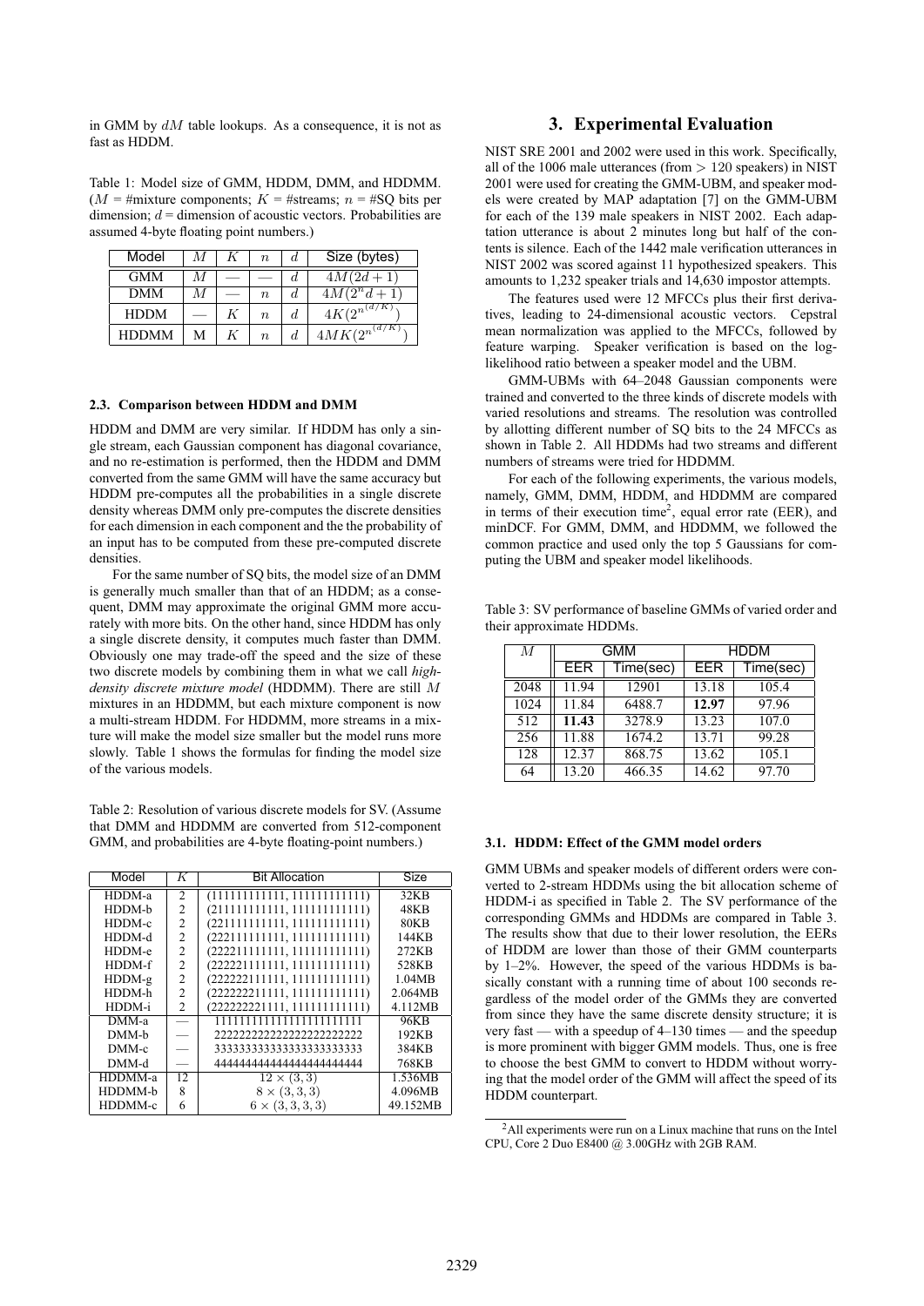in GMM by $dM$ table lookups. As a consequence, it is not as fast as HDDM.

Table 1: Model size of GMM, HDDM, DMM, and HDDMM. ($M$ = #mixture components; $K$ = #streams; $n$ = #SQ bits per dimension; $d$ = dimension of acoustic vectors. Probabilities are assumed 4-byte floating point numbers.)

| Model | $M$ | $K$ | $n$ | $d$ | Size (bytes) |
|---|---|---|---|---|---|
| GMM | $M$ | — | — | $d$ | $4M(2d+1)$ |
| DMM | $M$ | — | $n$ | $d$ | $4M(2^n d+1)$ |
| HDDM | — | $K$ | $n$ | $d$ | $4K(2^{n^{(d/K)}})$ |
| HDDMM | M | $K$ | $n$ | $d$ | $4MK(2^{n^{(d/K)}})$ |

### 2.3. Comparison between HDDM and DMM

HDDM and DMM are very similar. If HDDM has only a single stream, each Gaussian component has diagonal covariance, and no re-estimation is performed, then the HDDM and DMM converted from the same GMM will have the same accuracy but HDDM pre-computes all the probabilities in a single discrete density whereas DMM only pre-computes the discrete densities for each dimension in each component and the the probability of an input has to be computed from these pre-computed discrete densities.

For the same number of SQ bits, the model size of an DMM is generally much smaller than that of an HDDM; as a consequent, DMM may approximate the original GMM more accurately with more bits. On the other hand, since HDDM has only a single discrete density, it computes much faster than DMM. Obviously one may trade-off the speed and the size of these two discrete models by combining them in what we call *high-density discrete mixture model* (HDDMM). There are still $M$ mixtures in an HDDMM, but each mixture component is now a multi-stream HDDM. For HDDMM, more streams in a mixture will make the model size smaller but the model runs more slowly. Table 1 shows the formulas for finding the model size of the various models.

Table 2: Resolution of various discrete models for SV. (Assume that DMM and HDDMM are converted from 512-component GMM, and probabilities are 4-byte floating-point numbers.)

| Model | $K$ | Bit Allocation | Size |
|---|---|---|---|
| HDDM-a | 2 | (111111111111, 111111111111) | 32KB |
| HDDM-b | 2 | (211111111111, 111111111111) | 48KB |
| HDDM-c | 2 | (221111111111, 111111111111) | 80KB |
| HDDM-d | 2 | (222111111111, 111111111111) | 144KB |
| HDDM-e | 2 | (222211111111, 111111111111) | 272KB |
| HDDM-f | 2 | (222221111111, 111111111111) | 528KB |
| HDDM-g | 2 | (222222111111, 111111111111) | 1.04MB |
| HDDM-h | 2 | (222222211111, 111111111111) | 2.064MB |
| HDDM-i | 2 | (222222221111, 111111111111) | 4.112MB |
| DMM-a | — | 111111111111111111111111 | 96KB |
| DMM-b | — | 222222222222222222222222 | 192KB |
| DMM-c | — | 333333333333333333333333 | 384KB |
| DMM-d | — | 444444444444444444444444 | 768KB |
| HDDMM-a | 12 | $12 \times (3,3)$ | 1.536MB |
| HDDMM-b | 8 | $8 \times (3,3,3)$ | 4.096MB |
| HDDMM-c | 6 | $6 \times (3,3,3,3)$ | 49.152MB |

## 3. Experimental Evaluation

NIST SRE 2001 and 2002 were used in this work. Specifically, all of the 1006 male utterances (from $> 120$ speakers) in NIST 2001 were used for creating the GMM-UBM, and speaker models were created by MAP adaptation [7] on the GMM-UBM for each of the 139 male speakers in NIST 2002. Each adaptation utterance is about 2 minutes long but half of the contents is silence. Each of the 1442 male verification utterances in NIST 2002 was scored against 11 hypothesized speakers. This amounts to 1,232 speaker trials and 14,630 impostor attempts.

The features used were 12 MFCCs plus their first derivatives, leading to 24-dimensional acoustic vectors. Cepstral mean normalization was applied to the MFCCs, followed by feature warping. Speaker verification is based on the log-likelihood ratio between a speaker model and the UBM.

GMM-UBMs with 64–2048 Gaussian components were trained and converted to the three kinds of discrete models with varied resolutions and streams. The resolution was controlled by allotting different number of SQ bits to the 24 MFCCs as shown in Table 2. All HDDMs had two streams and different numbers of streams were tried for HDDMM.

For each of the following experiments, the various models, namely, GMM, DMM, HDDM, and HDDMM are compared in terms of their execution time[2], equal error rate (EER), and minDCF. For GMM, DMM, and HDDMM, we followed the common practice and used only the top 5 Gaussians for computing the UBM and speaker model likelihoods.

Table 3: SV performance of baseline GMMs of varied order and their approximate HDDMs.

| $M$ | GMM | | HDDM | |
|---|---|---|---|---|
| | EER | Time(sec) | EER | Time(sec) |
| 2048 | 11.94 | 12901 | 13.18 | 105.4 |
| 1024 | 11.84 | 6488.7 | **12.97** | 97.96 |
| 512 | **11.43** | 3278.9 | 13.23 | 107.0 |
| 256 | 11.88 | 1674.2 | 13.71 | 99.28 |
| 128 | 12.37 | 868.75 | 13.62 | 105.1 |
| 64 | 13.20 | 466.35 | 14.62 | 97.70 |

### 3.1. HDDM: Effect of the GMM model orders

GMM UBMs and speaker models of different orders were converted to 2-stream HDDMs using the bit allocation scheme of HDDM-i as specified in Table 2. The SV performance of the corresponding GMMs and HDDMs are compared in Table 3. The results show that due to their lower resolution, the EERs of HDDM are lower than those of their GMM counterparts by 1–2%. However, the speed of the various HDDMs is basically constant with a running time of about 100 seconds regardless of the model order of the GMMs they are converted from since they have the same discrete density structure; it is very fast — with a speedup of 4–130 times — and the speedup is more prominent with bigger GMM models. Thus, one is free to choose the best GMM to convert to HDDM without worrying that the model order of the GMM will affect the speed of its HDDM counterpart.

[2] All experiments were run on a Linux machine that runs on the Intel CPU, Core 2 Duo E8400 @ 3.00GHz with 2GB RAM.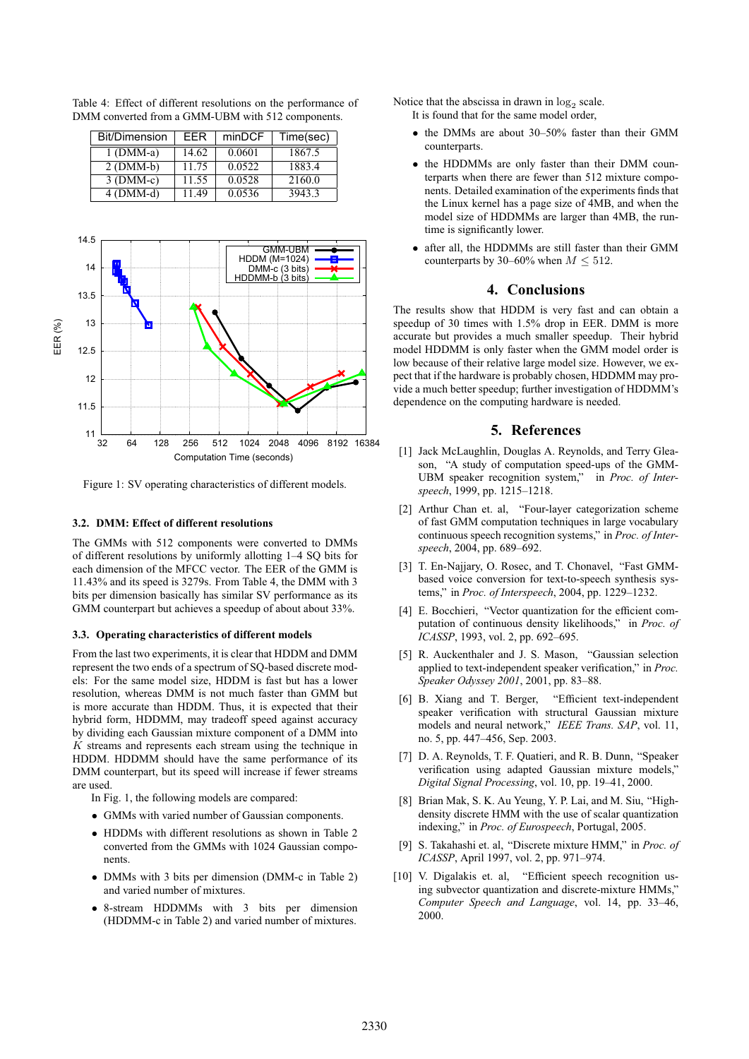Table 4: Effect of different resolutions on the performance of DMM converted from a GMM-UBM with 512 components.

| Bit/Dimension | EER | minDCF | Time(sec) |
|---|---|---|---|
| 1 (DMM-a) | 14.62 | 0.0601 | 1867.5 |
| 2 (DMM-b) | 11.75 | 0.0522 | 1883.4 |
| 3 (DMM-c) | 11.55 | 0.0528 | 2160.0 |
| 4 (DMM-d) | 11.49 | 0.0536 | 3943.3 |

14.5
14
13.5
13
12.5
12
11.5
11
EER (%)
32 64 128 256 512 1024 2048 4096 8192 16384
Computation Time (seconds)
GMM-UBM
HDDM (M=1024)
DMM-c (3 bits)
HDDMM-b (3 bits)

Figure 1: SV operating characteristics of different models.

### 3.2. DMM: Effect of different resolutions

The GMMs with 512 components were converted to DMMs of different resolutions by uniformly allotting 1–4 SQ bits for each dimension of the MFCC vector. The EER of the GMM is 11.43% and its speed is 3279s. From Table 4, the DMM with 3 bits per dimension basically has similar SV performance as its GMM counterpart but achieves a speedup of about about 33%.

### 3.3. Operating characteristics of different models

From the last two experiments, it is clear that HDDM and DMM represent the two ends of a spectrum of SQ-based discrete models: For the same model size, HDDM is fast but has a lower resolution, whereas DMM is not much faster than GMM but is more accurate than HDDM. Thus, it is expected that their hybrid form, HDDMM, may tradeoff speed against accuracy by dividing each Gaussian mixture component of a DMM into $K$ streams and represents each stream using the technique in HDDM. HDDMM should have the same performance of its DMM counterpart, but its speed will increase if fewer streams are used.

In Fig. 1, the following models are compared:

- GMMs with varied number of Gaussian components.
- HDDMs with different resolutions as shown in Table 2 converted from the GMMs with 1024 Gaussian components.
- DMMs with 3 bits per dimension (DMM-c in Table 2) and varied number of mixtures.
- 8-stream HDDMMs with 3 bits per dimension (HDDMM-c in Table 2) and varied number of mixtures.

Notice that the abscissa in drawn in $\log_2$ scale.

It is found that for the same model order,

- the DMMs are about 30–50% faster than their GMM counterparts.
- the HDDMMs are only faster than their DMM counterparts when there are fewer than 512 mixture components. Detailed examination of the experiments finds that the Linux kernel has a page size of 4MB, and when the model size of HDDMMs are larger than 4MB, the runtime is significantly lower.
- after all, the HDDMMs are still faster than their GMM counterparts by 30–60% when $M \leq 512$.

## 4. Conclusions

The results show that HDDM is very fast and can obtain a speedup of 30 times with 1.5% drop in EER. DMM is more accurate but provides a much smaller speedup. Their hybrid model HDDMM is only faster when the GMM model order is low because of their relative large model size. However, we expect that if the hardware is probably chosen, HDDMM may provide a much better speedup; further investigation of HDDMM's dependence on the computing hardware is needed.

## 5. References

[1] Jack McLaughlin, Douglas A. Reynolds, and Terry Gleason, "A study of computation speed-ups of the GMM-UBM speaker recognition system," in *Proc. of Interspeech*, 1999, pp. 1215–1218.

[2] Arthur Chan et. al, "Four-layer categorization scheme of fast GMM computation techniques in large vocabulary continuous speech recognition systems," in *Proc. of Interspeech*, 2004, pp. 689–692.

[3] T. En-Najjary, O. Rosec, and T. Chonavel, "Fast GMM-based voice conversion for text-to-speech synthesis systems," in *Proc. of Interspeech*, 2004, pp. 1229–1232.

[4] E. Bocchieri, "Vector quantization for the efficient computation of continuous density likelihoods," in *Proc. of ICASSP*, 1993, vol. 2, pp. 692–695.

[5] R. Auckenthaler and J. S. Mason, "Gaussian selection applied to text-independent speaker verification," in *Proc. Speaker Odyssey 2001*, 2001, pp. 83–88.

[6] B. Xiang and T. Berger, "Efficient text-independent speaker verification with structural Gaussian mixture models and neural network," *IEEE Trans. SAP*, vol. 11, no. 5, pp. 447–456, Sep. 2003.

[7] D. A. Reynolds, T. F. Quatieri, and R. B. Dunn, "Speaker verification using adapted Gaussian mixture models," *Digital Signal Processing*, vol. 10, pp. 19–41, 2000.

[8] Brian Mak, S. K. Au Yeung, Y. P. Lai, and M. Siu, "High-density discrete HMM with the use of scalar quantization indexing," in *Proc. of Eurospeech*, Portugal, 2005.

[9] S. Takahashi et. al, "Discrete mixture HMM," in *Proc. of ICASSP*, April 1997, vol. 2, pp. 971–974.

[10] V. Digalakis et. al, "Efficient speech recognition using subvector quantization and discrete-mixture HMMs," *Computer Speech and Language*, vol. 14, pp. 33–46, 2000.